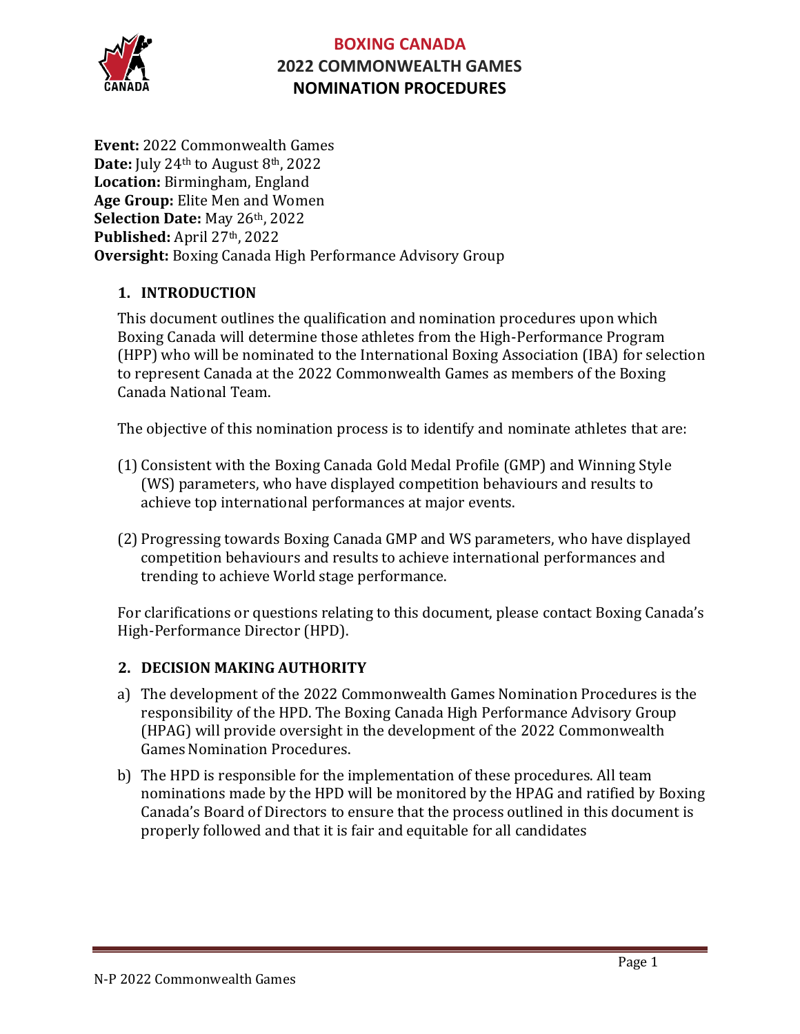# BOXING CANADA
## 2022 COMMONWEALTH GAMES
## NOMINATION PROCEDURES

**Event:** 2022 Commonwealth Games
**Date:** July 24th to August 8th, 2022
**Location:** Birmingham, England
**Age Group:** Elite Men and Women
**Selection Date:** May 26th, 2022
**Published:** April 27th, 2022
**Oversight:** Boxing Canada High Performance Advisory Group

### 1. INTRODUCTION

This document outlines the qualification and nomination procedures upon which Boxing Canada will determine those athletes from the High-Performance Program (HPP) who will be nominated to the International Boxing Association (IBA) for selection to represent Canada at the 2022 Commonwealth Games as members of the Boxing Canada National Team.

The objective of this nomination process is to identify and nominate athletes that are:

(1) Consistent with the Boxing Canada Gold Medal Profile (GMP) and Winning Style (WS) parameters, who have displayed competition behaviours and results to achieve top international performances at major events.

(2) Progressing towards Boxing Canada GMP and WS parameters, who have displayed competition behaviours and results to achieve international performances and trending to achieve World stage performance.

For clarifications or questions relating to this document, please contact Boxing Canada's High-Performance Director (HPD).

### 2. DECISION MAKING AUTHORITY

a) The development of the 2022 Commonwealth Games Nomination Procedures is the responsibility of the HPD. The Boxing Canada High Performance Advisory Group (HPAG) will provide oversight in the development of the 2022 Commonwealth Games Nomination Procedures.

b) The HPD is responsible for the implementation of these procedures. All team nominations made by the HPD will be monitored by the HPAG and ratified by Boxing Canada's Board of Directors to ensure that the process outlined in this document is properly followed and that it is fair and equitable for all candidates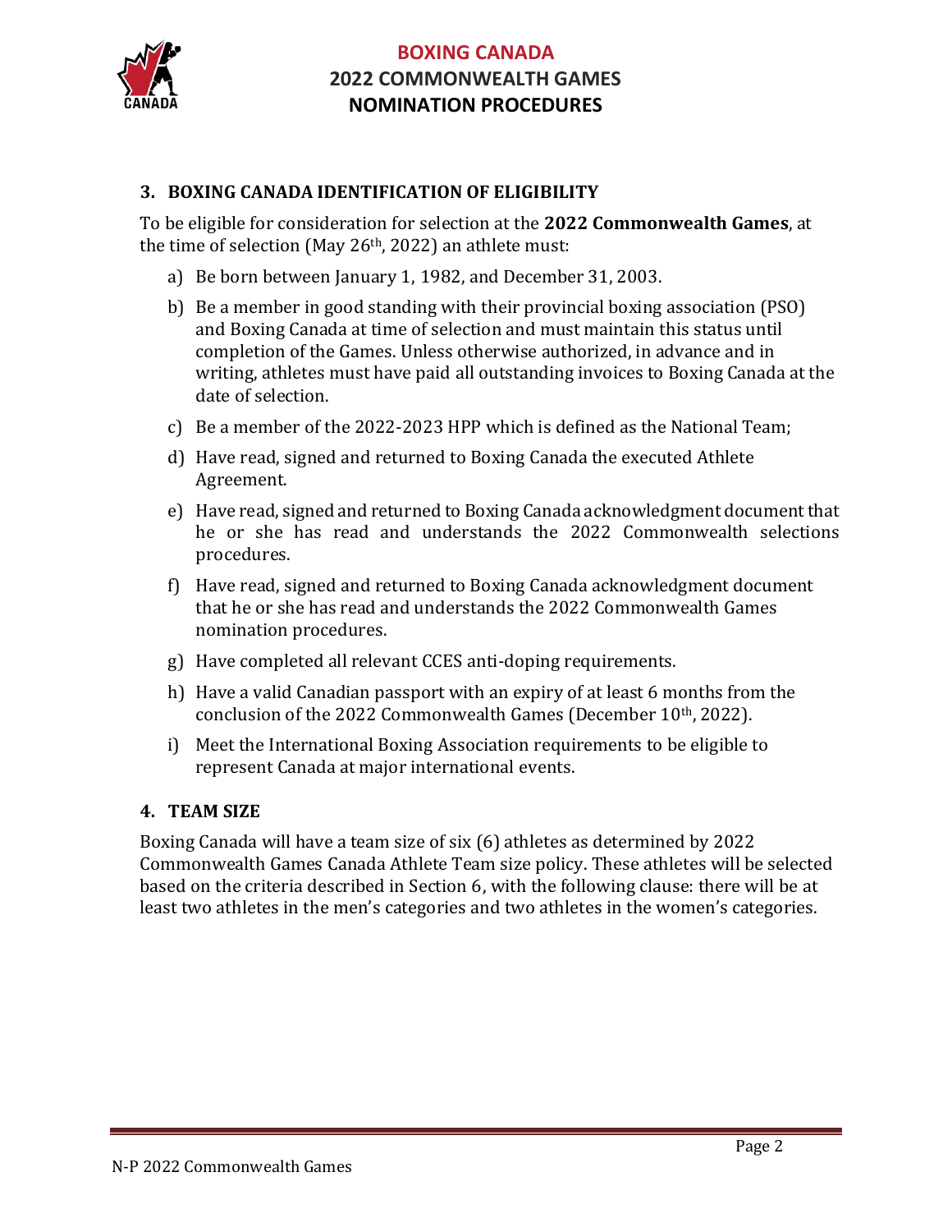### 3. BOXING CANADA IDENTIFICATION OF ELIGIBILITY

To be eligible for consideration for selection at the **2022 Commonwealth Games**, at the time of selection (May 26th, 2022) an athlete must:

a) Be born between January 1, 1982, and December 31, 2003.

b) Be a member in good standing with their provincial boxing association (PSO) and Boxing Canada at time of selection and must maintain this status until completion of the Games. Unless otherwise authorized, in advance and in writing, athletes must have paid all outstanding invoices to Boxing Canada at the date of selection.

c) Be a member of the 2022-2023 HPP which is defined as the National Team;

d) Have read, signed and returned to Boxing Canada the executed Athlete Agreement.

e) Have read, signed and returned to Boxing Canada acknowledgment document that he or she has read and understands the 2022 Commonwealth selections procedures.

f) Have read, signed and returned to Boxing Canada acknowledgment document that he or she has read and understands the 2022 Commonwealth Games nomination procedures.

g) Have completed all relevant CCES anti-doping requirements.

h) Have a valid Canadian passport with an expiry of at least 6 months from the conclusion of the 2022 Commonwealth Games (December 10th, 2022).

i) Meet the International Boxing Association requirements to be eligible to represent Canada at major international events.

### 4. TEAM SIZE

Boxing Canada will have a team size of six (6) athletes as determined by 2022 Commonwealth Games Canada Athlete Team size policy. These athletes will be selected based on the criteria described in Section 6, with the following clause: there will be at least two athletes in the men's categories and two athletes in the women's categories.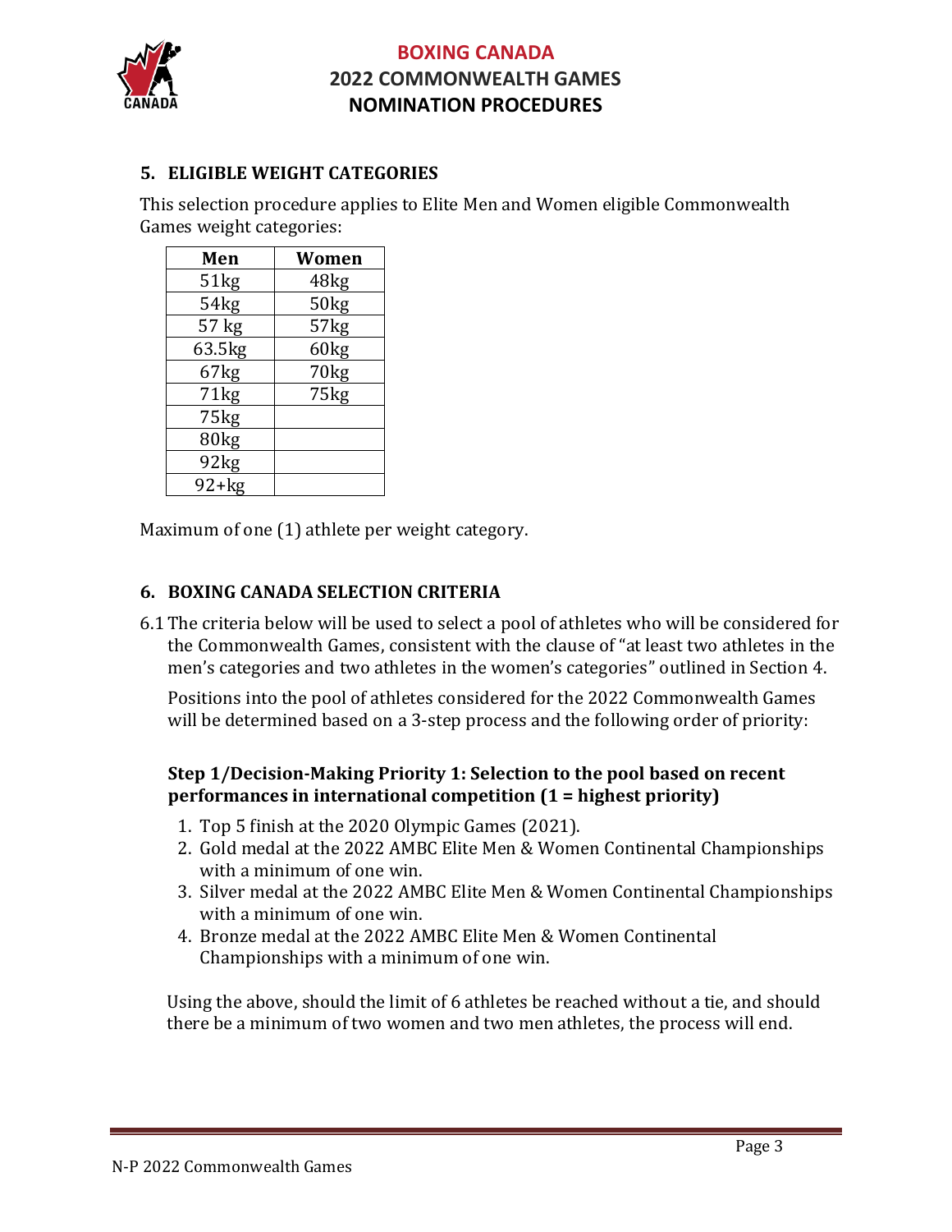## 5. ELIGIBLE WEIGHT CATEGORIES

This selection procedure applies to Elite Men and Women eligible Commonwealth Games weight categories:

| Men | Women |
|---|---|
| 51kg | 48kg |
| 54kg | 50kg |
| 57 kg | 57kg |
| 63.5kg | 60kg |
| 67kg | 70kg |
| 71kg | 75kg |
| 75kg | |
| 80kg | |
| 92kg | |
| 92+kg | |

Maximum of one (1) athlete per weight category.

## 6. BOXING CANADA SELECTION CRITERIA

6.1 The criteria below will be used to select a pool of athletes who will be considered for the Commonwealth Games, consistent with the clause of "at least two athletes in the men's categories and two athletes in the women's categories" outlined in Section 4.

Positions into the pool of athletes considered for the 2022 Commonwealth Games will be determined based on a 3-step process and the following order of priority:

**Step 1/Decision-Making Priority 1: Selection to the pool based on recent performances in international competition (1 = highest priority)**

1. Top 5 finish at the 2020 Olympic Games (2021).
2. Gold medal at the 2022 AMBC Elite Men & Women Continental Championships with a minimum of one win.
3. Silver medal at the 2022 AMBC Elite Men & Women Continental Championships with a minimum of one win.
4. Bronze medal at the 2022 AMBC Elite Men & Women Continental Championships with a minimum of one win.

Using the above, should the limit of 6 athletes be reached without a tie, and should there be a minimum of two women and two men athletes, the process will end.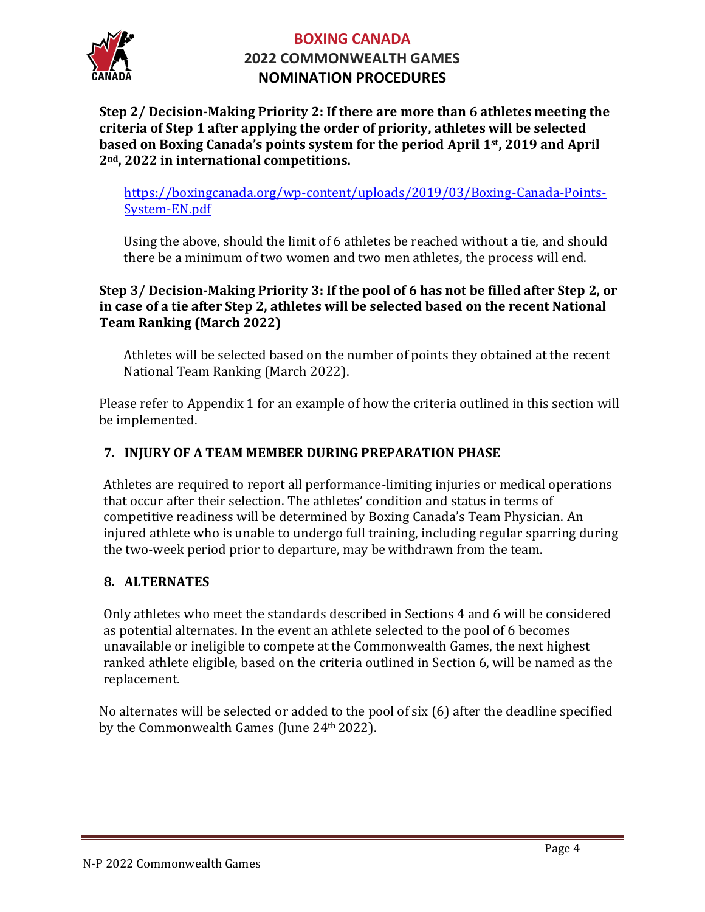**Step 2/ Decision-Making Priority 2: If there are more than 6 athletes meeting the criteria of Step 1 after applying the order of priority, athletes will be selected based on Boxing Canada's points system for the period April 1st, 2019 and April 2nd, 2022 in international competitions.**

https://boxingcanada.org/wp-content/uploads/2019/03/Boxing-Canada-Points-System-EN.pdf

Using the above, should the limit of 6 athletes be reached without a tie, and should there be a minimum of two women and two men athletes, the process will end.

**Step 3/ Decision-Making Priority 3: If the pool of 6 has not be filled after Step 2, or in case of a tie after Step 2, athletes will be selected based on the recent National Team Ranking (March 2022)**

Athletes will be selected based on the number of points they obtained at the recent National Team Ranking (March 2022).

Please refer to Appendix 1 for an example of how the criteria outlined in this section will be implemented.

## 7. INJURY OF A TEAM MEMBER DURING PREPARATION PHASE

Athletes are required to report all performance-limiting injuries or medical operations that occur after their selection. The athletes' condition and status in terms of competitive readiness will be determined by Boxing Canada's Team Physician. An injured athlete who is unable to undergo full training, including regular sparring during the two-week period prior to departure, may be withdrawn from the team.

## 8. ALTERNATES

Only athletes who meet the standards described in Sections 4 and 6 will be considered as potential alternates. In the event an athlete selected to the pool of 6 becomes unavailable or ineligible to compete at the Commonwealth Games, the next highest ranked athlete eligible, based on the criteria outlined in Section 6, will be named as the replacement.

No alternates will be selected or added to the pool of six (6) after the deadline specified by the Commonwealth Games (June 24th 2022).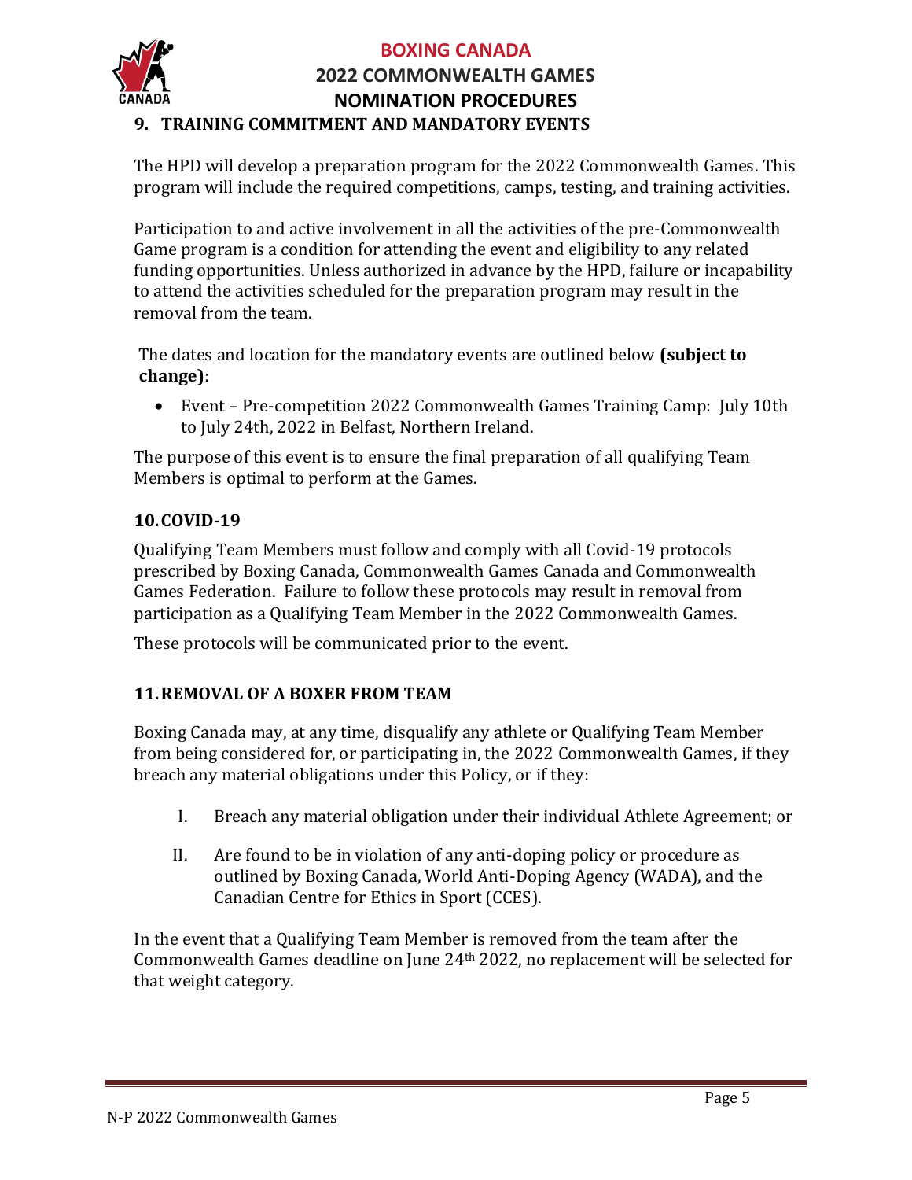## 9. TRAINING COMMITMENT AND MANDATORY EVENTS

The HPD will develop a preparation program for the 2022 Commonwealth Games. This program will include the required competitions, camps, testing, and training activities.

Participation to and active involvement in all the activities of the pre-Commonwealth Game program is a condition for attending the event and eligibility to any related funding opportunities. Unless authorized in advance by the HPD, failure or incapability to attend the activities scheduled for the preparation program may result in the removal from the team.

The dates and location for the mandatory events are outlined below **(subject to change)**:

- Event – Pre-competition 2022 Commonwealth Games Training Camp: July 10th to July 24th, 2022 in Belfast, Northern Ireland.

The purpose of this event is to ensure the final preparation of all qualifying Team Members is optimal to perform at the Games.

## 10. COVID-19

Qualifying Team Members must follow and comply with all Covid-19 protocols prescribed by Boxing Canada, Commonwealth Games Canada and Commonwealth Games Federation. Failure to follow these protocols may result in removal from participation as a Qualifying Team Member in the 2022 Commonwealth Games.

These protocols will be communicated prior to the event.

## 11. REMOVAL OF A BOXER FROM TEAM

Boxing Canada may, at any time, disqualify any athlete or Qualifying Team Member from being considered for, or participating in, the 2022 Commonwealth Games, if they breach any material obligations under this Policy, or if they:

I. Breach any material obligation under their individual Athlete Agreement; or

II. Are found to be in violation of any anti-doping policy or procedure as outlined by Boxing Canada, World Anti-Doping Agency (WADA), and the Canadian Centre for Ethics in Sport (CCES).

In the event that a Qualifying Team Member is removed from the team after the Commonwealth Games deadline on June 24th 2022, no replacement will be selected for that weight category.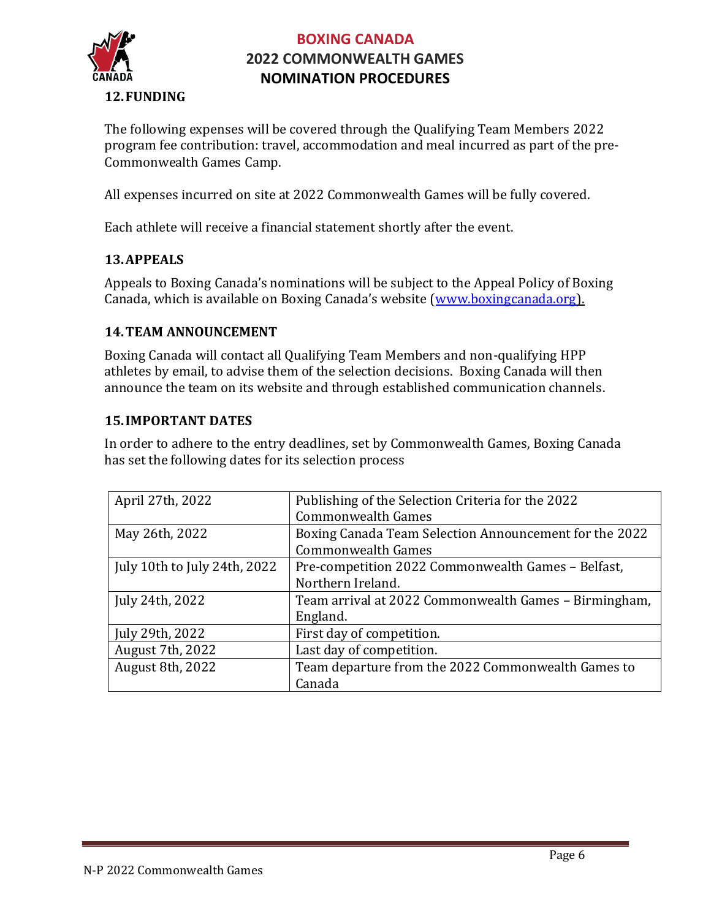## 12. FUNDING

The following expenses will be covered through the Qualifying Team Members 2022 program fee contribution: travel, accommodation and meal incurred as part of the pre-Commonwealth Games Camp.

All expenses incurred on site at 2022 Commonwealth Games will be fully covered.

Each athlete will receive a financial statement shortly after the event.

## 13. APPEALS

Appeals to Boxing Canada's nominations will be subject to the Appeal Policy of Boxing Canada, which is available on Boxing Canada's website (www.boxingcanada.org).

## 14. TEAM ANNOUNCEMENT

Boxing Canada will contact all Qualifying Team Members and non-qualifying HPP athletes by email, to advise them of the selection decisions. Boxing Canada will then announce the team on its website and through established communication channels.

## 15. IMPORTANT DATES

In order to adhere to the entry deadlines, set by Commonwealth Games, Boxing Canada has set the following dates for its selection process

| Date | Event |
|---|---|
| April 27th, 2022 | Publishing of the Selection Criteria for the 2022 Commonwealth Games |
| May 26th, 2022 | Boxing Canada Team Selection Announcement for the 2022 Commonwealth Games |
| July 10th to July 24th, 2022 | Pre-competition 2022 Commonwealth Games – Belfast, Northern Ireland. |
| July 24th, 2022 | Team arrival at 2022 Commonwealth Games – Birmingham, England. |
| July 29th, 2022 | First day of competition. |
| August 7th, 2022 | Last day of competition. |
| August 8th, 2022 | Team departure from the 2022 Commonwealth Games to Canada |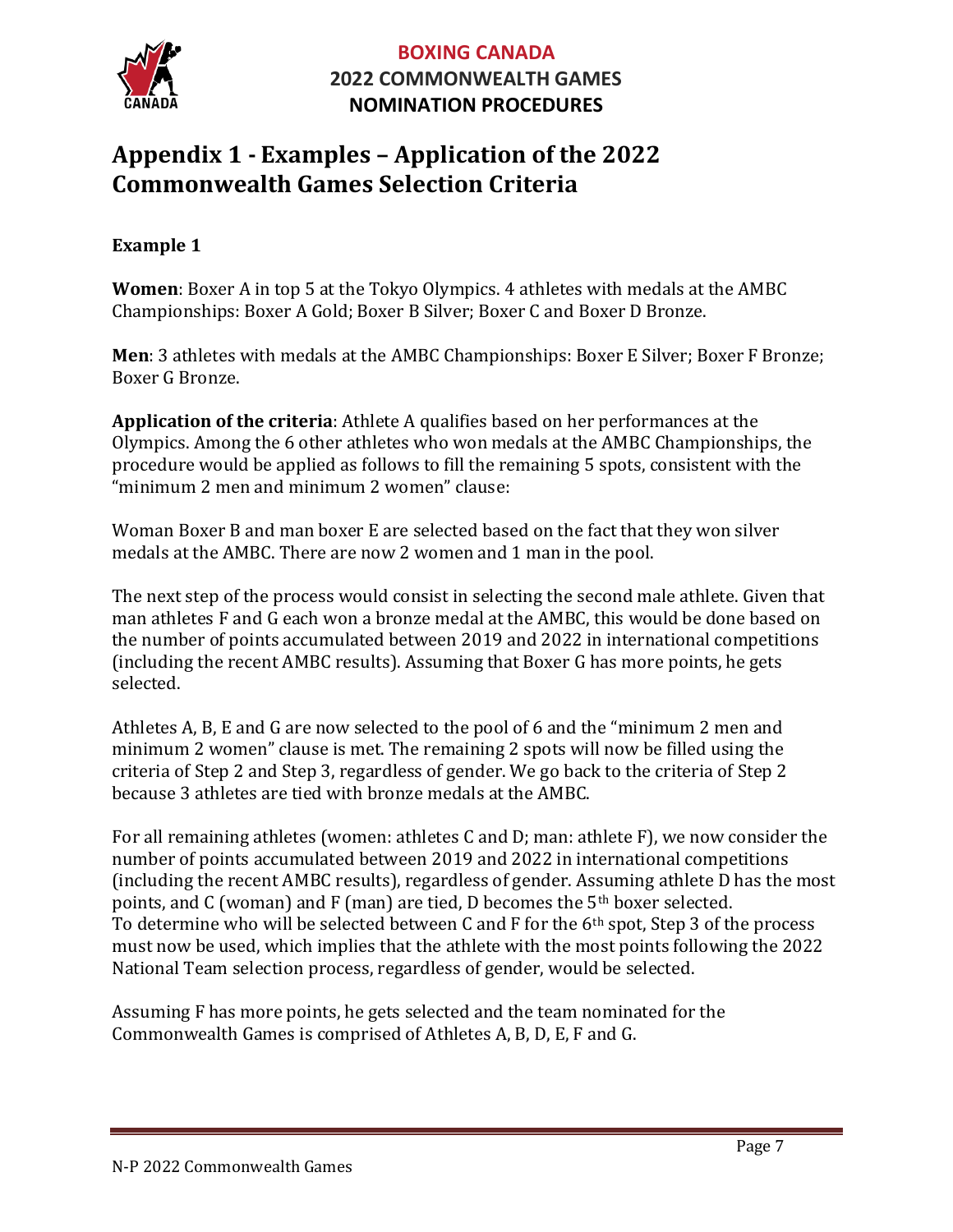# Appendix 1 - Examples – Application of the 2022 Commonwealth Games Selection Criteria

**Example 1**

**Women**: Boxer A in top 5 at the Tokyo Olympics. 4 athletes with medals at the AMBC Championships: Boxer A Gold; Boxer B Silver; Boxer C and Boxer D Bronze.

**Men**: 3 athletes with medals at the AMBC Championships: Boxer E Silver; Boxer F Bronze; Boxer G Bronze.

**Application of the criteria**: Athlete A qualifies based on her performances at the Olympics. Among the 6 other athletes who won medals at the AMBC Championships, the procedure would be applied as follows to fill the remaining 5 spots, consistent with the "minimum 2 men and minimum 2 women" clause:

Woman Boxer B and man boxer E are selected based on the fact that they won silver medals at the AMBC. There are now 2 women and 1 man in the pool.

The next step of the process would consist in selecting the second male athlete. Given that man athletes F and G each won a bronze medal at the AMBC, this would be done based on the number of points accumulated between 2019 and 2022 in international competitions (including the recent AMBC results). Assuming that Boxer G has more points, he gets selected.

Athletes A, B, E and G are now selected to the pool of 6 and the "minimum 2 men and minimum 2 women" clause is met. The remaining 2 spots will now be filled using the criteria of Step 2 and Step 3, regardless of gender. We go back to the criteria of Step 2 because 3 athletes are tied with bronze medals at the AMBC.

For all remaining athletes (women: athletes C and D; man: athlete F), we now consider the number of points accumulated between 2019 and 2022 in international competitions (including the recent AMBC results), regardless of gender. Assuming athlete D has the most points, and C (woman) and F (man) are tied, D becomes the 5th boxer selected.
To determine who will be selected between C and F for the 6th spot, Step 3 of the process must now be used, which implies that the athlete with the most points following the 2022 National Team selection process, regardless of gender, would be selected.

Assuming F has more points, he gets selected and the team nominated for the Commonwealth Games is comprised of Athletes A, B, D, E, F and G.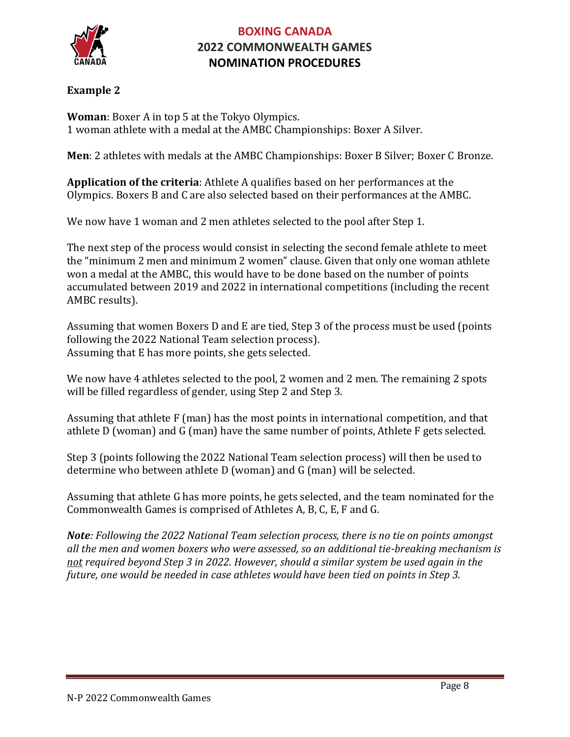**Example 2**

**Woman**: Boxer A in top 5 at the Tokyo Olympics.
1 woman athlete with a medal at the AMBC Championships: Boxer A Silver.

**Men**: 2 athletes with medals at the AMBC Championships: Boxer B Silver; Boxer C Bronze.

**Application of the criteria**: Athlete A qualifies based on her performances at the Olympics. Boxers B and C are also selected based on their performances at the AMBC.

We now have 1 woman and 2 men athletes selected to the pool after Step 1.

The next step of the process would consist in selecting the second female athlete to meet the "minimum 2 men and minimum 2 women" clause. Given that only one woman athlete won a medal at the AMBC, this would have to be done based on the number of points accumulated between 2019 and 2022 in international competitions (including the recent AMBC results).

Assuming that women Boxers D and E are tied, Step 3 of the process must be used (points following the 2022 National Team selection process).
Assuming that E has more points, she gets selected.

We now have 4 athletes selected to the pool, 2 women and 2 men. The remaining 2 spots will be filled regardless of gender, using Step 2 and Step 3.

Assuming that athlete F (man) has the most points in international competition, and that athlete D (woman) and G (man) have the same number of points, Athlete F gets selected.

Step 3 (points following the 2022 National Team selection process) will then be used to determine who between athlete D (woman) and G (man) will be selected.

Assuming that athlete G has more points, he gets selected, and the team nominated for the Commonwealth Games is comprised of Athletes A, B, C, E, F and G.

***Note**: Following the 2022 National Team selection process, there is no tie on points amongst all the men and women boxers who were assessed, so an additional tie-breaking mechanism is <u>not</u> required beyond Step 3 in 2022. However, should a similar system be used again in the future, one would be needed in case athletes would have been tied on points in Step 3.*